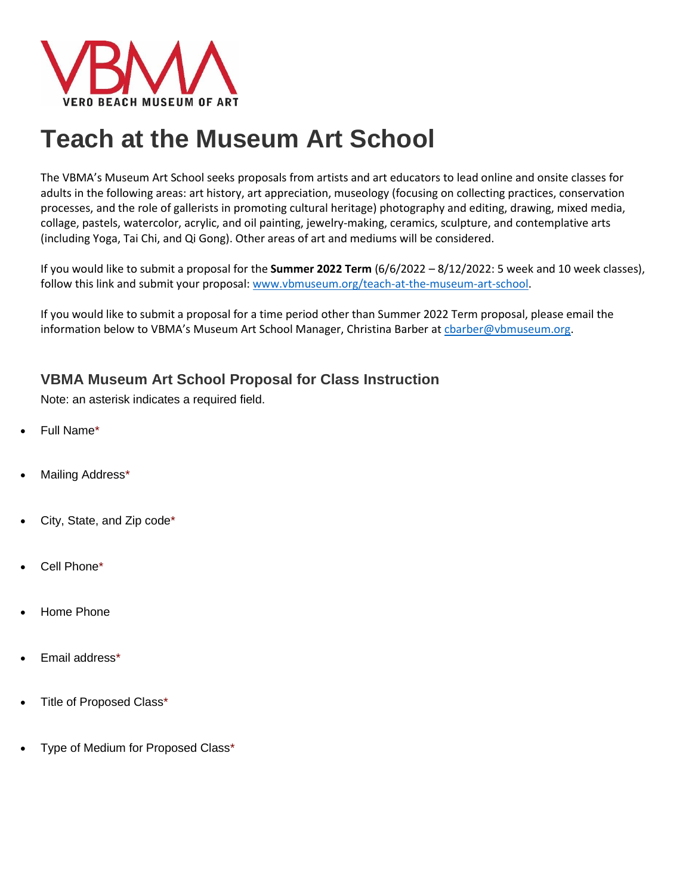VBMA

VERO BEACH MUSEUM OF ART

# Teach at the Museum Art School

The VBMA's Museum Art School seeks proposals from artists and art educators to lead online and onsite classes for adults in the following areas: art history, art appreciation, museology (focusing on collecting practices, conservation processes, and the role of gallerists in promoting cultural heritage) photography and editing, drawing, mixed media, collage, pastels, watercolor, acrylic, and oil painting, jewelry-making, ceramics, sculpture, and contemplative arts (including Yoga, Tai Chi, and Qi Gong). Other areas of art and mediums will be considered.

If you would like to submit a proposal for the **Summer 2022 Term** (6/6/2022 – 8/12/2022: 5 week and 10 week classes), follow this link and submit your proposal: [www.vbmuseum.org/teach-at-the-museum-art-school](http://www.vbmuseum.org/teach-at-the-museum-art-school).

If you would like to submit a proposal for a time period other than Summer 2022 Term proposal, please email the information below to VBMA's Museum Art School Manager, Christina Barber at [cbarber@vbmuseum.org](mailto:cbarber@vbmuseum.org).

## VBMA Museum Art School Proposal for Class Instruction

Note: an asterisk indicates a required field.

- Full Name*
- Mailing Address*
- City, State, and Zip code*
- Cell Phone*
- Home Phone
- Email address*
- Title of Proposed Class*
- Type of Medium for Proposed Class*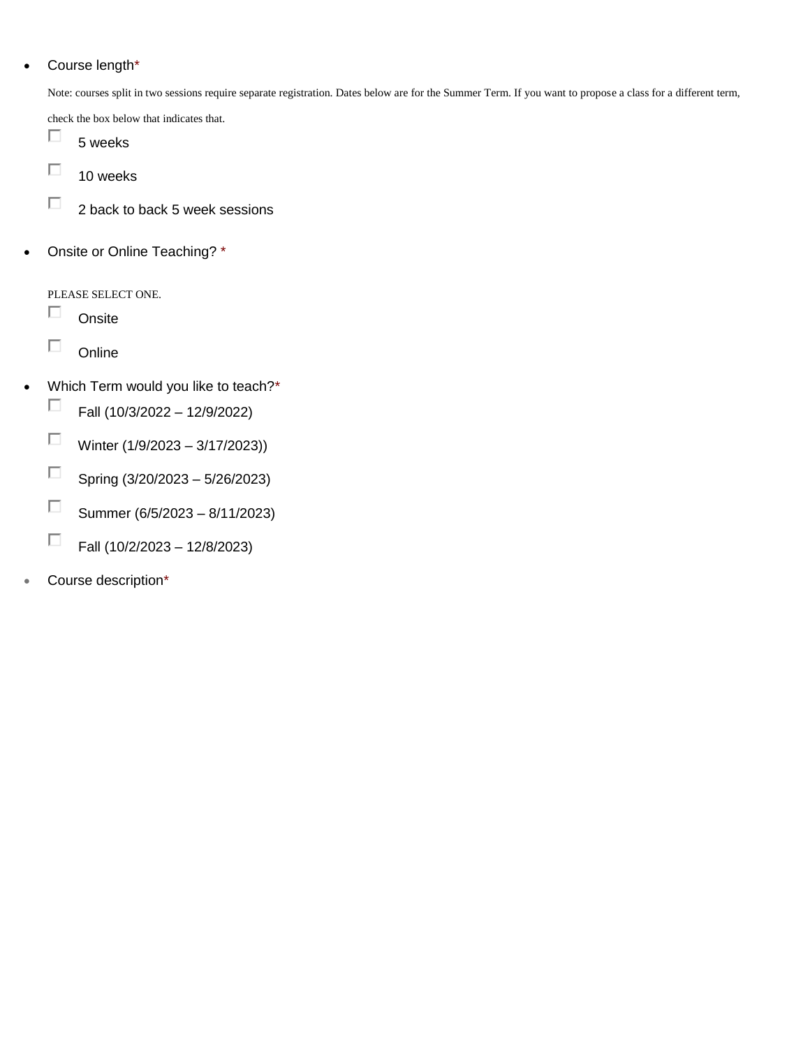- Course length*

  Note: courses split in two sessions require separate registration. Dates below are for the Summer Term. If you want to propose a class for a different term, check the box below that indicates that.

  - [ ] 5 weeks
  - [ ] 10 weeks
  - [ ] 2 back to back 5 week sessions

- Onsite or Online Teaching? *

  PLEASE SELECT ONE.

  - [ ] Onsite
  - [ ] Online

- Which Term would you like to teach?*
  - [ ] Fall (10/3/2022 – 12/9/2022)
  - [ ] Winter (1/9/2023 – 3/17/2023))
  - [ ] Spring (3/20/2023 – 5/26/2023)
  - [ ] Summer (6/5/2023 – 8/11/2023)
  - [ ] Fall (10/2/2023 – 12/8/2023)

- Course description*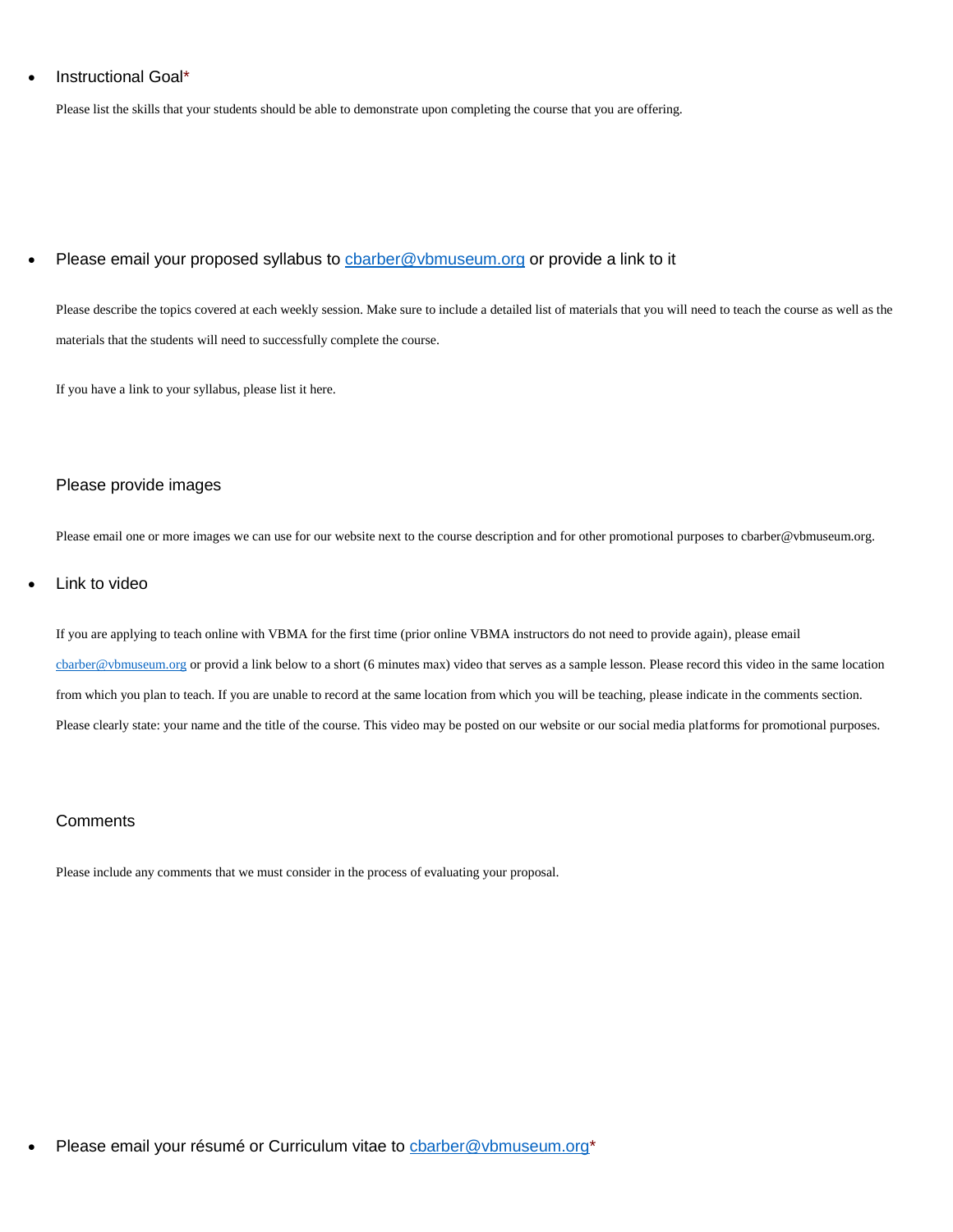- Instructional Goal*

  Please list the skills that your students should be able to demonstrate upon completing the course that you are offering.

- Please email your proposed syllabus to [cbarber@vbmuseum.org](mailto:cbarber@vbmuseum.org) or provide a link to it

  Please describe the topics covered at each weekly session. Make sure to include a detailed list of materials that you will need to teach the course as well as the materials that the students will need to successfully complete the course.

  If you have a link to your syllabus, please list it here.

  Please provide images

  Please email one or more images we can use for our website next to the course description and for other promotional purposes to cbarber@vbmuseum.org.

- Link to video

  If you are applying to teach online with VBMA for the first time (prior online VBMA instructors do not need to provide again), please email [cbarber@vbmuseum.org](mailto:cbarber@vbmuseum.org) or provid a link below to a short (6 minutes max) video that serves as a sample lesson. Please record this video in the same location from which you plan to teach. If you are unable to record at the same location from which you will be teaching, please indicate in the comments section. Please clearly state: your name and the title of the course. This video may be posted on our website or our social media platforms for promotional purposes.

  Comments

  Please include any comments that we must consider in the process of evaluating your proposal.

- Please email your résumé or Curriculum vitae to [cbarber@vbmuseum.org](mailto:cbarber@vbmuseum.org)*